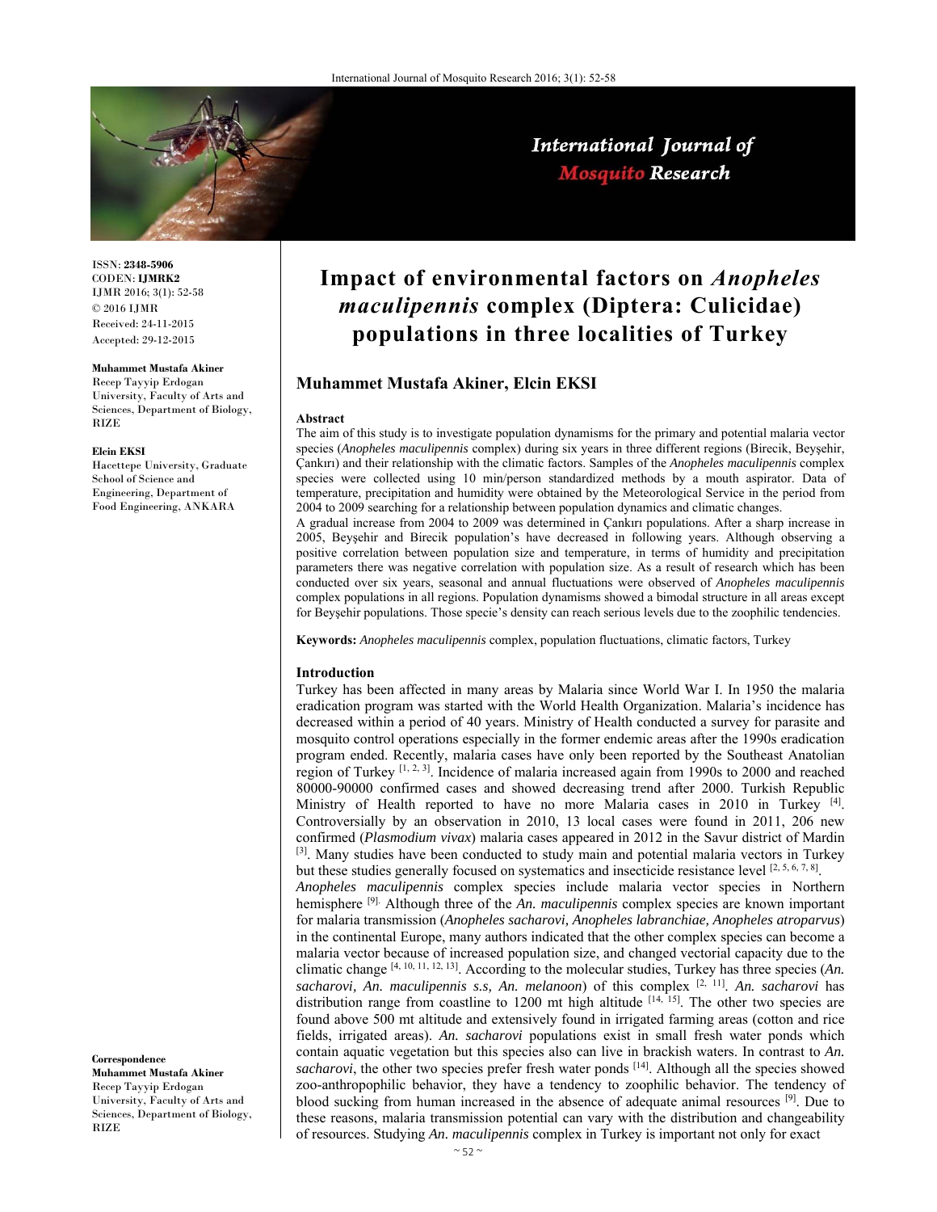ISSN: **2348-5906**
CODEN: **IJMRK2**
IJMR 2016; 3(1): 52-58
© 2016 IJMR
Received: 24-11-2015
Accepted: 29-12-2015

**Muhammet Mustafa Akiner**
Recep Tayyip Erdogan University, Faculty of Arts and Sciences, Department of Biology, RIZE

**Elcin EKSI**
Hacettepe University, Graduate School of Science and Engineering, Department of Food Engineering, ANKARA

**Correspondence**
**Muhammet Mustafa Akiner**
Recep Tayyip Erdogan University, Faculty of Arts and Sciences, Department of Biology, RIZE

# Impact of environmental factors on *Anopheles maculipennis* complex (Diptera: Culicidae) populations in three localities of Turkey

**Muhammet Mustafa Akiner, Elcin EKSI**

## Abstract

The aim of this study is to investigate population dynamisms for the primary and potential malaria vector species (*Anopheles maculipennis* complex) during six years in three different regions (Birecik, Beyşehir, Çankırı) and their relationship with the climatic factors. Samples of the *Anopheles maculipennis* complex species were collected using 10 min/person standardized methods by a mouth aspirator. Data of temperature, precipitation and humidity were obtained by the Meteorological Service in the period from 2004 to 2009 searching for a relationship between population dynamics and climatic changes.

A gradual increase from 2004 to 2009 was determined in Çankırı populations. After a sharp increase in 2005, Beyşehir and Birecik population's have decreased in following years. Although observing a positive correlation between population size and temperature, in terms of humidity and precipitation parameters there was negative correlation with population size. As a result of research which has been conducted over six years, seasonal and annual fluctuations were observed of *Anopheles maculipennis* complex populations in all regions. Population dynamisms showed a bimodal structure in all areas except for Beyşehir populations. Those specie's density can reach serious levels due to the zoophilic tendencies.

**Keywords:** *Anopheles maculipennis* complex, population fluctuations, climatic factors, Turkey

## Introduction

Turkey has been affected in many areas by Malaria since World War I. In 1950 the malaria eradication program was started with the World Health Organization. Malaria's incidence has decreased within a period of 40 years. Ministry of Health conducted a survey for parasite and mosquito control operations especially in the former endemic areas after the 1990s eradication program ended. Recently, malaria cases have only been reported by the Southeast Anatolian region of Turkey [1, 2, 3]. Incidence of malaria increased again from 1990s to 2000 and reached 80000-90000 confirmed cases and showed decreasing trend after 2000. Turkish Republic Ministry of Health reported to have no more Malaria cases in 2010 in Turkey [4]. Controversially by an observation in 2010, 13 local cases were found in 2011, 206 new confirmed (*Plasmodium vivax*) malaria cases appeared in 2012 in the Savur district of Mardin [3]. Many studies have been conducted to study main and potential malaria vectors in Turkey but these studies generally focused on systematics and insecticide resistance level [2, 5, 6, 7, 8].

*Anopheles maculipennis* complex species include malaria vector species in Northern hemisphere [9]. Although three of the *An. maculipennis* complex species are known important for malaria transmission (*Anopheles sacharovi, Anopheles labranchiae, Anopheles atroparvus*) in the continental Europe, many authors indicated that the other complex species can become a malaria vector because of increased population size, and changed vectorial capacity due to the climatic change [4, 10, 11, 12, 13]. According to the molecular studies, Turkey has three species (*An. sacharovi, An. maculipennis s.s, An. melanoon*) of this complex [2, 11]. *An. sacharovi* has distribution range from coastline to 1200 mt high altitude [14, 15]. The other two species are found above 500 mt altitude and extensively found in irrigated farming areas (cotton and rice fields, irrigated areas). *An. sacharovi* populations exist in small fresh water ponds which contain aquatic vegetation but this species also can live in brackish waters. In contrast to *An. sacharovi*, the other two species prefer fresh water ponds [14]. Although all the species showed zoo-anthropophilic behavior, they have a tendency to zoophilic behavior. The tendency of blood sucking from human increased in the absence of adequate animal resources [9]. Due to these reasons, malaria transmission potential can vary with the distribution and changeability of resources. Studying *An. maculipennis* complex in Turkey is important not only for exact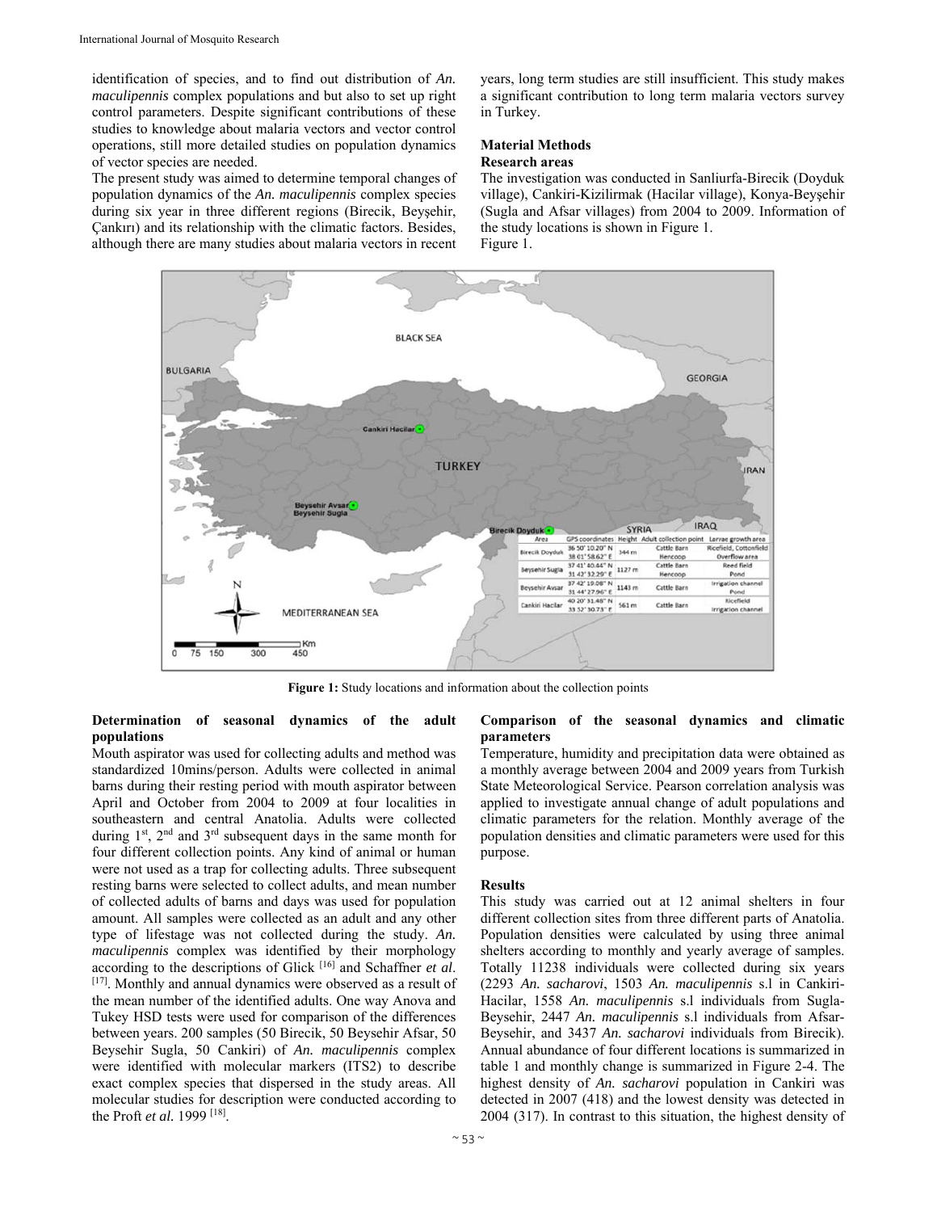identification of species, and to find out distribution of *An. maculipennis* complex populations and but also to set up right control parameters. Despite significant contributions of these studies to knowledge about malaria vectors and vector control operations, still more detailed studies on population dynamics of vector species are needed.

The present study was aimed to determine temporal changes of population dynamics of the *An. maculipennis* complex species during six year in three different regions (Birecik, Beyşehir, Çankırı) and its relationship with the climatic factors. Besides, although there are many studies about malaria vectors in recent years, long term studies are still insufficient. This study makes a significant contribution to long term malaria vectors survey in Turkey.

## Material Methods

### Research areas

The investigation was conducted in Sanliurfa-Birecik (Doyduk village), Cankiri-Kizilirmak (Hacilar village), Konya-Beyşehir (Sugla and Afsar villages) from 2004 to 2009. Information of the study locations is shown in Figure 1.

Figure 1.

| Area | GPS coordinates | Height | Adult collection point | Larvae growth area |
|---|---|---|---|---|
| Birecik Doyduk | 36 50' 10.20" N 38 01' 58.62" E | 344 m | Cattle Barn Hencoop | Ricefield, Cottonfield Overflow area |
| Beysehir Sugla | 37 41' 40.44" N 31 42' 32.29" E | 1127 m | Cattle Barn Hencoop | Reed field Pond |
| Beysehir Avsar | 37 42' 19.08" N 31 44' 27.96" E | 1143 m | Cattle Barn | Irrigation channel Pond |
| Cankiri Hacilar | 40 20' 31.48" N 33 52' 30.73" E | 561 m | Cattle Barn | Ricefield Irrigation channel |

**Figure 1:** Study locations and information about the collection points

### Determination of seasonal dynamics of the adult populations

Mouth aspirator was used for collecting adults and method was standardized 10mins/person. Adults were collected in animal barns during their resting period with mouth aspirator between April and October from 2004 to 2009 at four localities in southeastern and central Anatolia. Adults were collected during 1st, 2nd and 3rd subsequent days in the same month for four different collection points. Any kind of animal or human were not used as a trap for collecting adults. Three subsequent resting barns were selected to collect adults, and mean number of collected adults of barns and days was used for population amount. All samples were collected as an adult and any other type of lifestage was not collected during the study. *An. maculipennis* complex was identified by their morphology according to the descriptions of Glick [16] and Schaffner *et al*. [17]. Monthly and annual dynamics were observed as a result of the mean number of the identified adults. One way Anova and Tukey HSD tests were used for comparison of the differences between years. 200 samples (50 Birecik, 50 Beysehir Afsar, 50 Beysehir Sugla, 50 Cankiri) of *An. maculipennis* complex were identified with molecular markers (ITS2) to describe exact complex species that dispersed in the study areas. All molecular studies for description were conducted according to the Proft *et al.* 1999 [18].

### Comparison of the seasonal dynamics and climatic parameters

Temperature, humidity and precipitation data were obtained as a monthly average between 2004 and 2009 years from Turkish State Meteorological Service. Pearson correlation analysis was applied to investigate annual change of adult populations and climatic parameters for the relation. Monthly average of the population densities and climatic parameters were used for this purpose.

## Results

This study was carried out at 12 animal shelters in four different collection sites from three different parts of Anatolia. Population densities were calculated by using three animal shelters according to monthly and yearly average of samples. Totally 11238 individuals were collected during six years (2293 *An. sacharovi*, 1503 *An. maculipennis* s.l in Cankiri-Hacilar, 1558 *An. maculipennis* s.l individuals from Sugla-Beysehir, 2447 *An. maculipennis* s.l individuals from Afsar-Beysehir, and 3437 *An. sacharovi* individuals from Birecik). Annual abundance of four different locations is summarized in table 1 and monthly change is summarized in Figure 2-4. The highest density of *An. sacharovi* population in Cankiri was detected in 2007 (418) and the lowest density was detected in 2004 (317). In contrast to this situation, the highest density of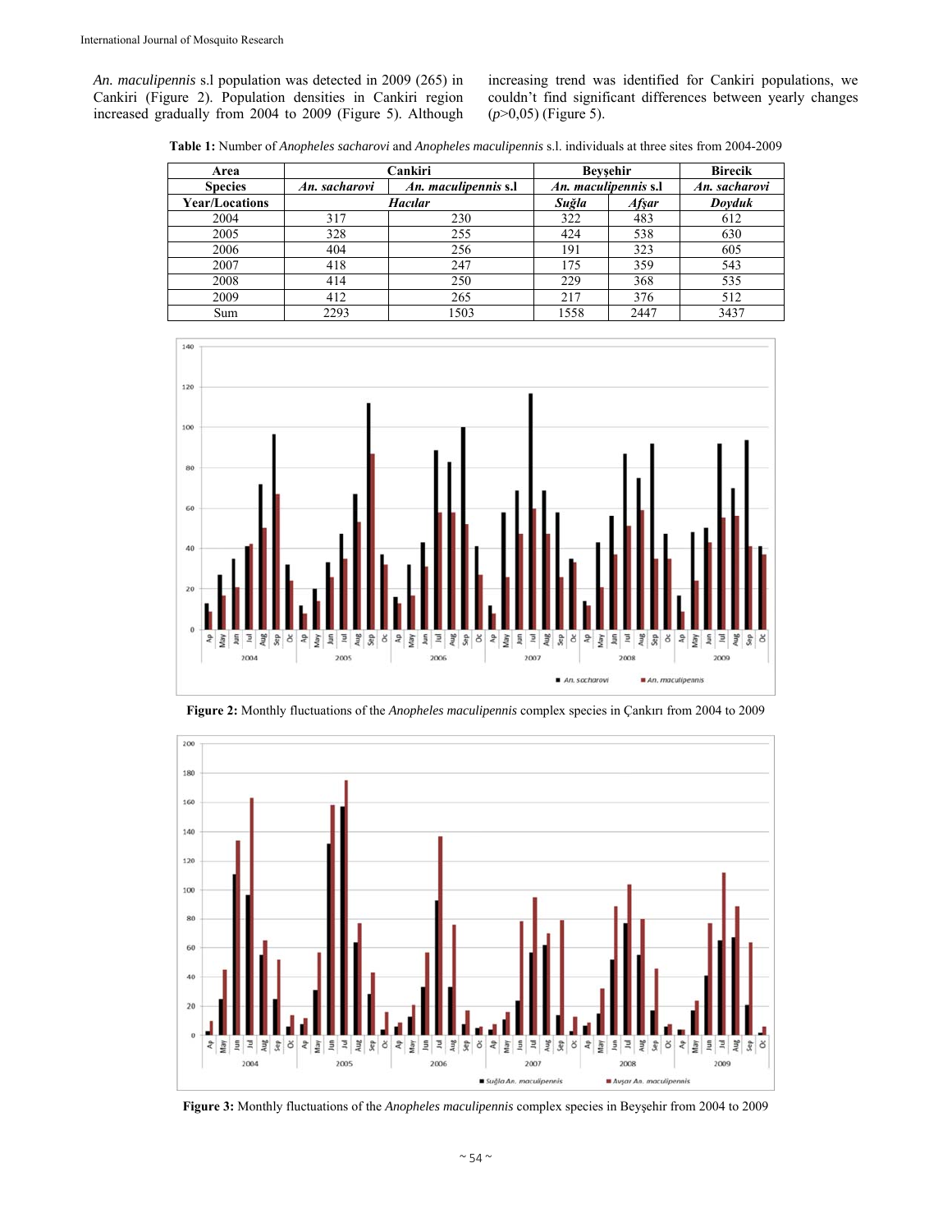*An. maculipennis* s.l population was detected in 2009 (265) in Cankiri (Figure 2). Population densities in Cankiri region increased gradually from 2004 to 2009 (Figure 5). Although increasing trend was identified for Cankiri populations, we couldn't find significant differences between yearly changes ($p$>0,05) (Figure 5).

**Table 1:** Number of *Anopheles sacharovi* and *Anopheles maculipennis* s.l. individuals at three sites from 2004-2009

| Area | Cankiri | | Beyşehir | | Birecik |
|---|---|---|---|---|---|
| Species | *An. sacharovi* | *An. maculipennis* s.l | *An. maculipennis* s.l | | *An. sacharovi* |
| Year/Locations | *Hacılar* | | *Suğla* | *Afşar* | *Doyduk* |
| 2004 | 317 | 230 | 322 | 483 | 612 |
| 2005 | 328 | 255 | 424 | 538 | 630 |
| 2006 | 404 | 256 | 191 | 323 | 605 |
| 2007 | 418 | 247 | 175 | 359 | 543 |
| 2008 | 414 | 250 | 229 | 368 | 535 |
| 2009 | 412 | 265 | 217 | 376 | 512 |
| Sum | 2293 | 1503 | 1558 | 2447 | 3437 |

**Figure 2:** Monthly fluctuations of the *Anopheles maculipennis* complex species in Çankırı from 2004 to 2009

**Figure 3:** Monthly fluctuations of the *Anopheles maculipennis* complex species in Beyşehir from 2004 to 2009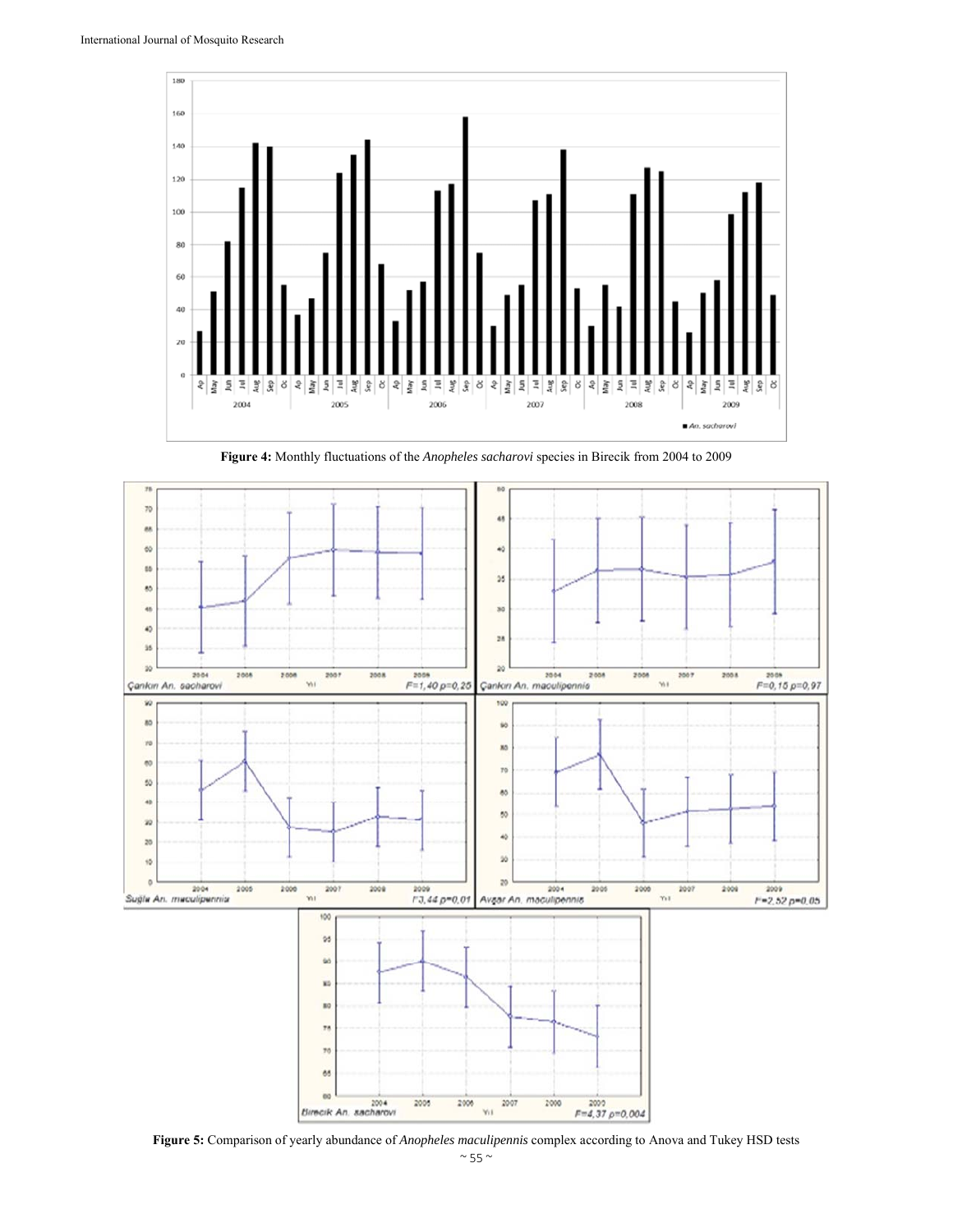**Figure 4:** Monthly fluctuations of the *Anopheles sacharovi* species in Birecik from 2004 to 2009

**Figure 5:** Comparison of yearly abundance of *Anopheles maculipennis* complex according to Anova and Tukey HSD tests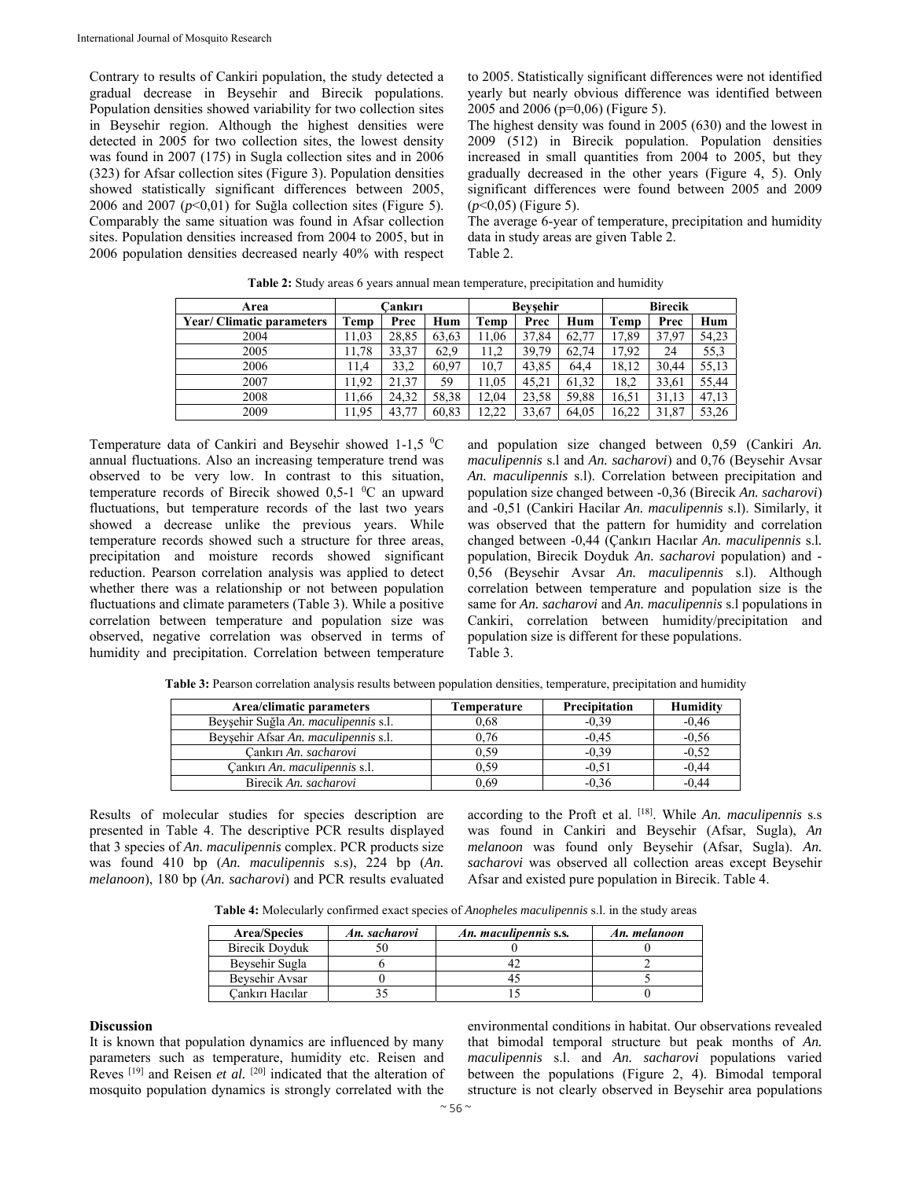Contrary to results of Cankiri population, the study detected a gradual decrease in Beysehir and Birecik populations. Population densities showed variability for two collection sites in Beysehir region. Although the highest densities were detected in 2005 for two collection sites, the lowest density was found in 2007 (175) in Sugla collection sites and in 2006 (323) for Afsar collection sites (Figure 3). Population densities showed statistically significant differences between 2005, 2006 and 2007 ($p$<0,01) for Suğla collection sites (Figure 5). Comparably the same situation was found in Afsar collection sites. Population densities increased from 2004 to 2005, but in 2006 population densities decreased nearly 40% with respect to 2005. Statistically significant differences were not identified yearly but nearly obvious difference was identified between 2005 and 2006 (p=0,06) (Figure 5).

The highest density was found in 2005 (630) and the lowest in 2009 (512) in Birecik population. Population densities increased in small quantities from 2004 to 2005, but they gradually decreased in the other years (Figure 4, 5). Only significant differences were found between 2005 and 2009 ($p$<0,05) (Figure 5).

The average 6-year of temperature, precipitation and humidity data in study areas are given Table 2.

Table 2.

**Table 2:** Study areas 6 years annual mean temperature, precipitation and humidity

| Area | Çankırı | | | Beyşehir | | | Birecik | | |
|---|---|---|---|---|---|---|---|---|---|
| Year/ Climatic parameters | Temp | Prec | Hum | Temp | Prec | Hum | Temp | Prec | Hum |
| 2004 | 11,03 | 28,85 | 63,63 | 11,06 | 37,84 | 62,77 | 17,89 | 37,97 | 54,23 |
| 2005 | 11,78 | 33,37 | 62,9 | 11,2 | 39,79 | 62,74 | 17,92 | 24 | 55,3 |
| 2006 | 11,4 | 33,2 | 60,97 | 10,7 | 43,85 | 64,4 | 18,12 | 30,44 | 55,13 |
| 2007 | 11,92 | 21,37 | 59 | 11,05 | 45,21 | 61,32 | 18,2 | 33,61 | 55,44 |
| 2008 | 11,66 | 24,32 | 58,38 | 12,04 | 23,58 | 59,88 | 16,51 | 31,13 | 47,13 |
| 2009 | 11,95 | 43,77 | 60,83 | 12,22 | 33,67 | 64,05 | 16,22 | 31,87 | 53,26 |

Temperature data of Cankiri and Beysehir showed 1-1,5 $^0$C annual fluctuations. Also an increasing temperature trend was observed to be very low. In contrast to this situation, temperature records of Birecik showed 0,5-1 $^0$C an upward fluctuations, but temperature records of the last two years showed a decrease unlike the previous years. While temperature records showed such a structure for three areas, precipitation and moisture records showed significant reduction. Pearson correlation analysis was applied to detect whether there was a relationship or not between population fluctuations and climate parameters (Table 3). While a positive correlation between temperature and population size was observed, negative correlation was observed in terms of humidity and precipitation. Correlation between temperature and population size changed between 0,59 (Cankiri *An. maculipennis* s.l and *An. sacharovi*) and 0,76 (Beysehir Avsar *An. maculipennis* s.l). Correlation between precipitation and population size changed between -0,36 (Birecik *An. sacharovi*) and -0,51 (Cankiri Hacilar *An. maculipennis* s.l). Similarly, it was observed that the pattern for humidity and correlation changed between -0,44 (Çankırı Hacılar *An. maculipennis* s.l*.* population, Birecik Doyduk *An. sacharovi* population) and -0,56 (Beysehir Avsar *An. maculipennis* s.l). Although correlation between temperature and population size is the same for *An. sacharovi* and *An. maculipennis* s.l populations in Cankiri, correlation between humidity/precipitation and population size is different for these populations.

Table 3.

**Table 3:** Pearson correlation analysis results between population densities, temperature, precipitation and humidity

| Area/climatic parameters | Temperature | Precipitation | Humidity |
|---|---|---|---|
| Beyşehir Suğla *An. maculipennis* s.l. | 0,68 | -0,39 | -0,46 |
| Beyşehir Afsar *An. maculipennis* s.l. | 0,76 | -0,45 | -0,56 |
| Çankırı *An. sacharovi* | 0,59 | -0,39 | -0,52 |
| Çankırı *An. maculipennis* s.l. | 0,59 | -0,51 | -0,44 |
| Birecik *An. sacharovi* | 0,69 | -0,36 | -0,44 |

Results of molecular studies for species description are presented in Table 4. The descriptive PCR results displayed that 3 species of *An. maculipennis* complex. PCR products size was found 410 bp (*An. maculipennis* s.s), 224 bp (*An. melanoon*), 180 bp (*An. sacharovi*) and PCR results evaluated according to the Proft et al. [18]. While *An. maculipennis* s.s was found in Cankiri and Beysehir (Afsar, Sugla), *An melanoon* was found only Beysehir (Afsar, Sugla). *An. sacharovi* was observed all collection areas except Beysehir Afsar and existed pure population in Birecik. Table 4.

**Table 4:** Molecularly confirmed exact species of *Anopheles maculipennis* s.l. in the study areas

| Area/Species | *An. sacharovi* | *An. maculipennis* s.s. | *An. melanoon* |
|---|---|---|---|
| Birecik Doyduk | 50 | 0 | 0 |
| Beysehir Sugla | 6 | 42 | 2 |
| Beysehir Avsar | 0 | 45 | 5 |
| Çankırı Hacılar | 35 | 15 | 0 |

## Discussion

It is known that population dynamics are influenced by many parameters such as temperature, humidity etc. Reisen and Reves [19] and Reisen *et al.* [20] indicated that the alteration of mosquito population dynamics is strongly correlated with the environmental conditions in habitat. Our observations revealed that bimodal temporal structure but peak months of *An. maculipennis* s.l. and *An. sacharovi* populations varied between the populations (Figure 2, 4). Bimodal temporal structure is not clearly observed in Beysehir area populations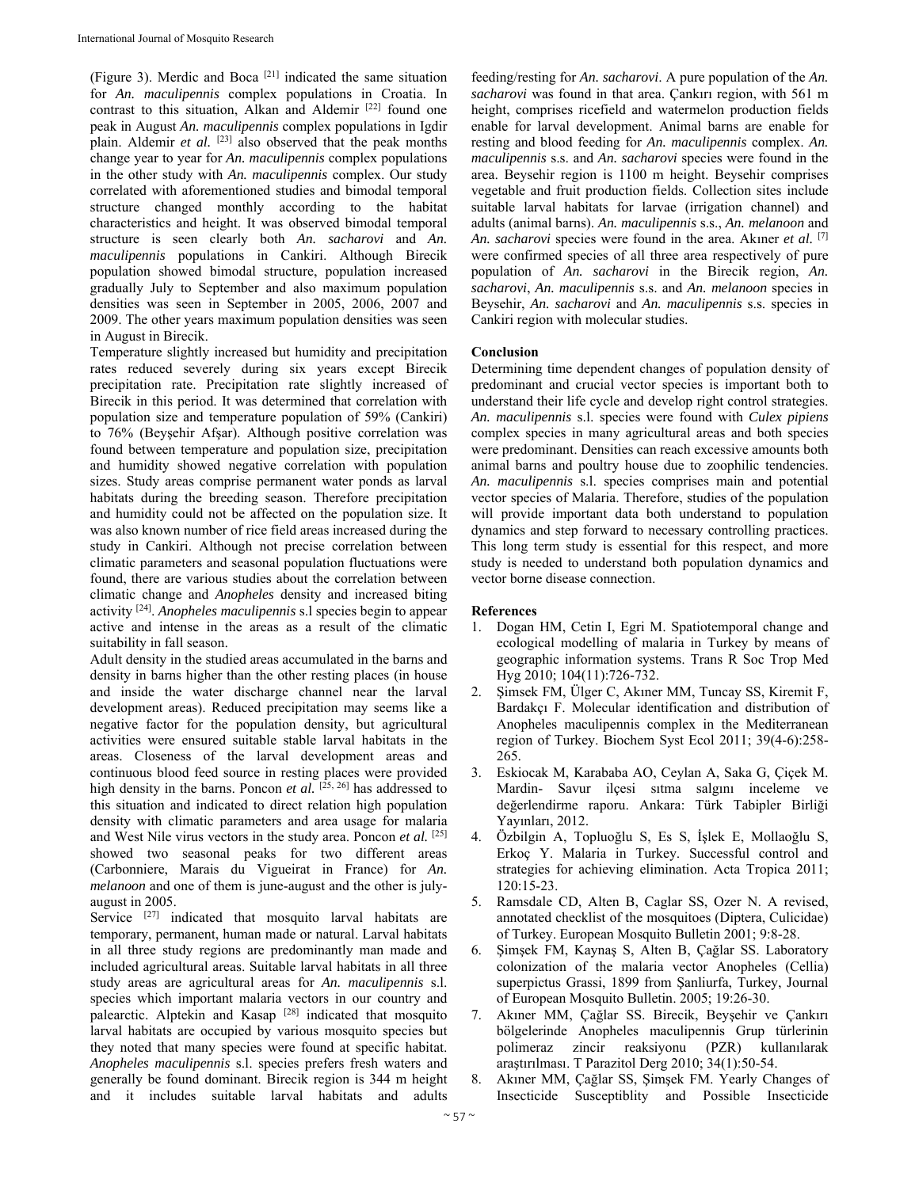(Figure 3). Merdic and Boca [21] indicated the same situation for *An. maculipennis* complex populations in Croatia. In contrast to this situation, Alkan and Aldemir [22] found one peak in August *An. maculipennis* complex populations in Igdir plain. Aldemir *et al.* [23] also observed that the peak months change year to year for *An. maculipennis* complex populations in the other study with *An. maculipennis* complex. Our study correlated with aforementioned studies and bimodal temporal structure changed monthly according to the habitat characteristics and height. It was observed bimodal temporal structure is seen clearly both *An. sacharovi* and *An. maculipennis* populations in Cankiri. Although Birecik population showed bimodal structure, population increased gradually July to September and also maximum population densities was seen in September in 2005, 2006, 2007 and 2009. The other years maximum population densities was seen in August in Birecik.

Temperature slightly increased but humidity and precipitation rates reduced severely during six years except Birecik precipitation rate. Precipitation rate slightly increased of Birecik in this period. It was determined that correlation with population size and temperature population of 59% (Cankiri) to 76% (Beyşehir Afşar). Although positive correlation was found between temperature and population size, precipitation and humidity showed negative correlation with population sizes. Study areas comprise permanent water ponds as larval habitats during the breeding season. Therefore precipitation and humidity could not be affected on the population size. It was also known number of rice field areas increased during the study in Cankiri. Although not precise correlation between climatic parameters and seasonal population fluctuations were found, there are various studies about the correlation between climatic change and *Anopheles* density and increased biting activity [24]. *Anopheles maculipennis* s.l species begin to appear active and intense in the areas as a result of the climatic suitability in fall season.

Adult density in the studied areas accumulated in the barns and density in barns higher than the other resting places (in house and inside the water discharge channel near the larval development areas). Reduced precipitation may seems like a negative factor for the population density, but agricultural activities were ensured suitable stable larval habitats in the areas. Closeness of the larval development areas and continuous blood feed source in resting places were provided high density in the barns. Poncon *et al.* [25, 26] has addressed to this situation and indicated to direct relation high population density with climatic parameters and area usage for malaria and West Nile virus vectors in the study area. Poncon *et al.* [25] showed two seasonal peaks for two different areas (Carbonniere, Marais du Vigueirat in France) for *An. melanoon* and one of them is june-august and the other is july-august in 2005.

Service [27] indicated that mosquito larval habitats are temporary, permanent, human made or natural. Larval habitats in all three study regions are predominantly man made and included agricultural areas. Suitable larval habitats in all three study areas are agricultural areas for *An. maculipennis* s.l. species which important malaria vectors in our country and palearctic. Alptekin and Kasap [28] indicated that mosquito larval habitats are occupied by various mosquito species but they noted that many species were found at specific habitat. *Anopheles maculipennis* s.l. species prefers fresh waters and generally be found dominant. Birecik region is 344 m height and it includes suitable larval habitats and adults feeding/resting for *An. sacharovi*. A pure population of the *An. sacharovi* was found in that area. Çankırı region, with 561 m height, comprises ricefield and watermelon production fields enable for larval development. Animal barns are enable for resting and blood feeding for *An. maculipennis* complex. *An. maculipennis* s.s. and *An. sacharovi* species were found in the area. Beysehir region is 1100 m height. Beysehir comprises vegetable and fruit production fields. Collection sites include suitable larval habitats for larvae (irrigation channel) and adults (animal barns). *An. maculipennis* s.s., *An. melanoon* and *An. sacharovi* species were found in the area. Akıner *et al.* [7] were confirmed species of all three area respectively of pure population of *An. sacharovi* in the Birecik region, *An. sacharovi*, *An. maculipennis* s.s. and *An. melanoon* species in Beysehir, *An. sacharovi* and *An. maculipennis* s.s. species in Cankiri region with molecular studies.

## Conclusion

Determining time dependent changes of population density of predominant and crucial vector species is important both to understand their life cycle and develop right control strategies. *An. maculipennis* s.l. species were found with *Culex pipiens* complex species in many agricultural areas and both species were predominant. Densities can reach excessive amounts both animal barns and poultry house due to zoophilic tendencies. *An. maculipennis* s.l. species comprises main and potential vector species of Malaria. Therefore, studies of the population will provide important data both understand to population dynamics and step forward to necessary controlling practices. This long term study is essential for this respect, and more study is needed to understand both population dynamics and vector borne disease connection.

## References

1. Dogan HM, Cetin I, Egri M. Spatiotemporal change and ecological modelling of malaria in Turkey by means of geographic information systems. Trans R Soc Trop Med Hyg 2010; 104(11):726-732.
2. Şimsek FM, Ülger C, Akıner MM, Tuncay SS, Kiremit F, Bardakçı F. Molecular identification and distribution of Anopheles maculipennis complex in the Mediterranean region of Turkey. Biochem Syst Ecol 2011; 39(4-6):258-265.
3. Eskiocak M, Karababa AO, Ceylan A, Saka G, Çiçek M. Mardin- Savur ilçesi sıtma salgını inceleme ve değerlendirme raporu. Ankara: Türk Tabipler Birliği Yayınları, 2012.
4. Özbilgin A, Topluoğlu S, Es S, İşlek E, Mollaoğlu S, Erkoç Y. Malaria in Turkey. Successful control and strategies for achieving elimination. Acta Tropica 2011; 120:15-23.
5. Ramsdale CD, Alten B, Caglar SS, Ozer N. A revised, annotated checklist of the mosquitoes (Diptera, Culicidae) of Turkey. European Mosquito Bulletin 2001; 9:8-28.
6. Şimşek FM, Kaynaş S, Alten B, Çağlar SS. Laboratory colonization of the malaria vector Anopheles (Cellia) superpictus Grassi, 1899 from Şanliurfa, Turkey, Journal of European Mosquito Bulletin. 2005; 19:26-30.
7. Akıner MM, Çağlar SS. Birecik, Beyşehir ve Çankırı bölgelerinde Anopheles maculipennis Grup türlerinin polimeraz zincir reaksiyonu (PZR) kullanılarak araştırılması. T Parazitol Derg 2010; 34(1):50-54.
8. Akıner MM, Çağlar SS, Şimşek FM. Yearly Changes of Insecticide Susceptiblity and Possible Insecticide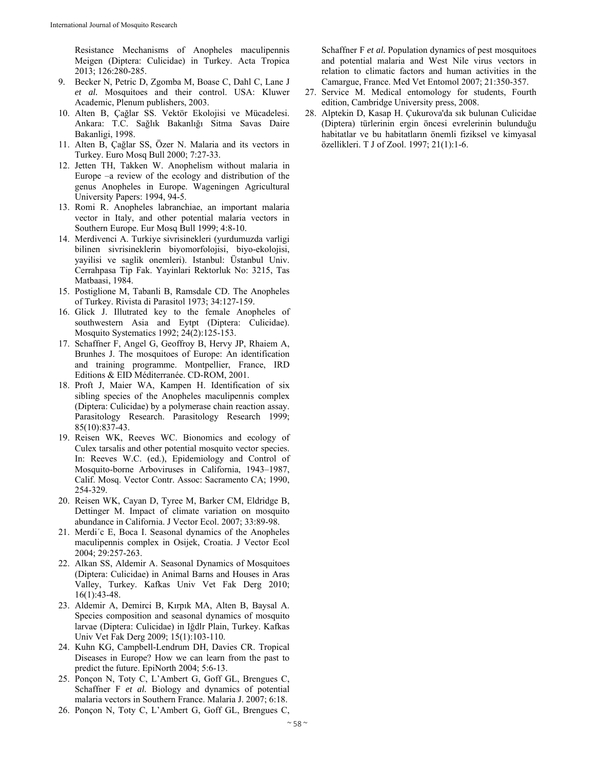Resistance Mechanisms of Anopheles maculipennis Meigen (Diptera: Culicidae) in Turkey. Acta Tropica 2013; 126:280-285.

9. Becker N, Petric D, Zgomba M, Boase C, Dahl C, Lane J *et al.* Mosquitoes and their control. USA: Kluwer Academic, Plenum publishers, 2003.
10. Alten B, Çağlar SS. Vektör Ekolojisi ve Mücadelesi. Ankara: T.C. Sağlık Bakanlığı Sitma Savas Daire Bakanligi, 1998.
11. Alten B, Çağlar SS, Özer N. Malaria and its vectors in Turkey. Euro Mosq Bull 2000; 7:27-33.
12. Jetten TH, Takken W. Anophelism without malaria in Europe –a review of the ecology and distribution of the genus Anopheles in Europe. Wageningen Agricultural University Papers: 1994, 94-5.
13. Romi R. Anopheles labranchiae, an important malaria vector in Italy, and other potential malaria vectors in Southern Europe. Eur Mosq Bull 1999; 4:8-10.
14. Merdivenci A. Turkiye sivrisinekleri (yurdumuzda varligi bilinen sivrisineklerin biyomorfolojisi, biyo-ekolojisi, yayilisi ve saglik onemleri). Istanbul: Üstanbul Univ. Cerrahpasa Tip Fak. Yayinlari Rektorluk No: 3215, Tas Matbaasi, 1984.
15. Postiglione M, Tabanli B, Ramsdale CD. The Anopheles of Turkey. Rivista di Parasitol 1973; 34:127-159.
16. Glick J. Illutrated key to the female Anopheles of southwestern Asia and Eytpt (Diptera: Culicidae). Mosquito Systematics 1992; 24(2):125-153.
17. Schaffner F, Angel G, Geoffroy B, Hervy JP, Rhaiem A, Brunhes J. The mosquitoes of Europe: An identification and training programme. Montpellier, France, IRD Editions & EID Méditerranée. CD-ROM, 2001.
18. Proft J, Maier WA, Kampen H. Identification of six sibling species of the Anopheles maculipennis complex (Diptera: Culicidae) by a polymerase chain reaction assay. Parasitology Research. Parasitology Research 1999; 85(10):837-43.
19. Reisen WK, Reeves WC. Bionomics and ecology of Culex tarsalis and other potential mosquito vector species. In: Reeves W.C. (ed.), Epidemiology and Control of Mosquito-borne Arboviruses in California, 1943–1987, Calif. Mosq. Vector Contr. Assoc: Sacramento CA; 1990, 254-329.
20. Reisen WK, Cayan D, Tyree M, Barker CM, Eldridge B, Dettinger M. Impact of climate variation on mosquito abundance in California. J Vector Ecol. 2007; 33:89-98.
21. Merdi´c E, Boca I. Seasonal dynamics of the Anopheles maculipennis complex in Osijek, Croatia. J Vector Ecol 2004; 29:257-263.
22. Alkan SS, Aldemir A. Seasonal Dynamics of Mosquitoes (Diptera: Culicidae) in Animal Barns and Houses in Aras Valley, Turkey. Kafkas Univ Vet Fak Derg 2010; 16(1):43-48.
23. Aldemir A, Demirci B, Kırpık MA, Alten B, Baysal A. Species composition and seasonal dynamics of mosquito larvae (Diptera: Culicidae) in Iğdlr Plain, Turkey. Kafkas Univ Vet Fak Derg 2009; 15(1):103-110.
24. Kuhn KG, Campbell-Lendrum DH, Davies CR. Tropical Diseases in Europe? How we can learn from the past to predict the future. EpiNorth 2004; 5:6-13.
25. Ponçon N, Toty C, L'Ambert G, Goff GL, Brengues C, Schaffner F *et al.* Biology and dynamics of potential malaria vectors in Southern France. Malaria J. 2007; 6:18.
26. Ponçon N, Toty C, L'Ambert G, Goff GL, Brengues C, Schaffner F *et al.* Population dynamics of pest mosquitoes and potential malaria and West Nile virus vectors in relation to climatic factors and human activities in the Camargue, France. Med Vet Entomol 2007; 21:350-357.
27. Service M. Medical entomology for students, Fourth edition, Cambridge University press, 2008.
28. Alptekin D, Kasap H. Çukurova'da sık bulunan Culicidae (Diptera) türlerinin ergin öncesi evrelerinin bulunduğu habitatlar ve bu habitatların önemli fiziksel ve kimyasal özellikleri. T J of Zool. 1997; 21(1):1-6.